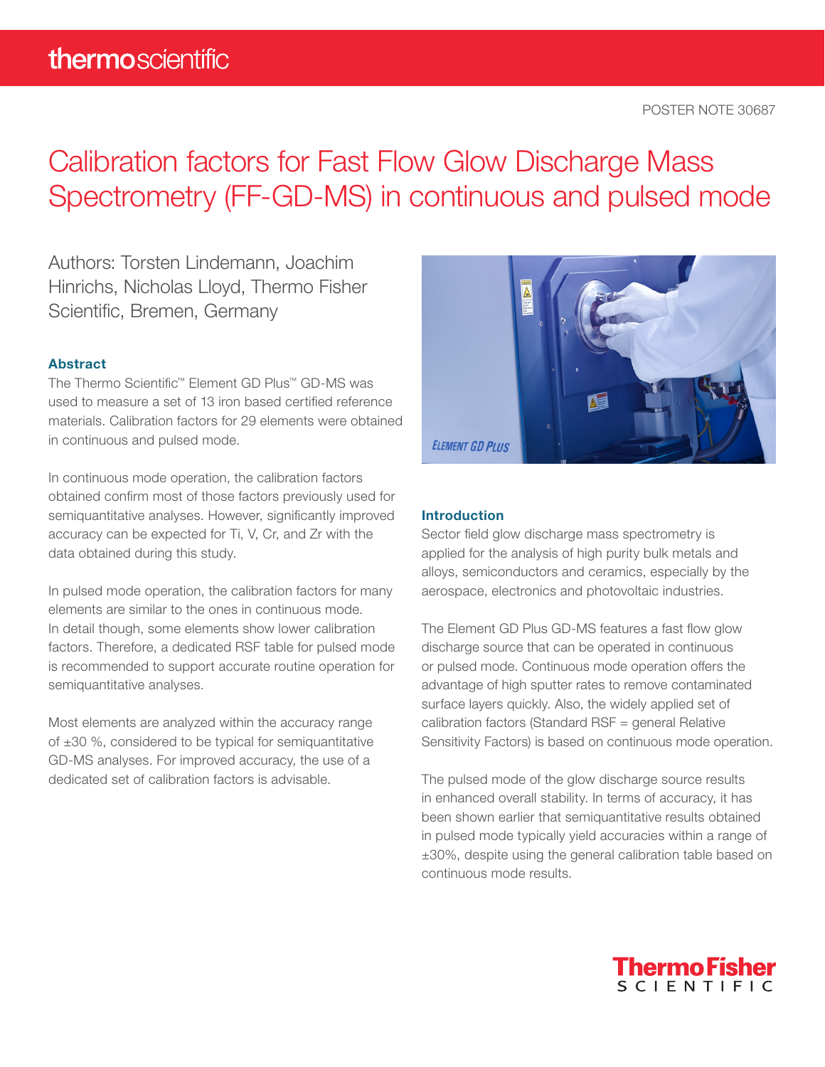POSTER NOTE 30687

# Calibration factors for Fast Flow Glow Discharge Mass Spectrometry (FF-GD-MS) in continuous and pulsed mode

Authors: Torsten Lindemann, Joachim Hinrichs, Nicholas Lloyd, Thermo Fisher Scientific, Bremen, Germany

## Abstract

The Thermo Scientific™ Element GD Plus™ GD-MS was used to measure a set of 13 iron based certified reference materials. Calibration factors for 29 elements were obtained in continuous and pulsed mode.

In continuous mode operation, the calibration factors obtained confirm most of those factors previously used for semiquantitative analyses. However, significantly improved accuracy can be expected for Ti, V, Cr, and Zr with the data obtained during this study.

In pulsed mode operation, the calibration factors for many elements are similar to the ones in continuous mode. In detail though, some elements show lower calibration factors. Therefore, a dedicated RSF table for pulsed mode is recommended to support accurate routine operation for semiquantitative analyses.

Most elements are analyzed within the accuracy range of ±30 %, considered to be typical for semiquantitative GD-MS analyses. For improved accuracy, the use of a dedicated set of calibration factors is advisable.

## Introduction

Sector field glow discharge mass spectrometry is applied for the analysis of high purity bulk metals and alloys, semiconductors and ceramics, especially by the aerospace, electronics and photovoltaic industries.

The Element GD Plus GD-MS features a fast flow glow discharge source that can be operated in continuous or pulsed mode. Continuous mode operation offers the advantage of high sputter rates to remove contaminated surface layers quickly. Also, the widely applied set of calibration factors (Standard RSF = general Relative Sensitivity Factors) is based on continuous mode operation.

The pulsed mode of the glow discharge source results in enhanced overall stability. In terms of accuracy, it has been shown earlier that semiquantitative results obtained in pulsed mode typically yield accuracies within a range of ±30%, despite using the general calibration table based on continuous mode results.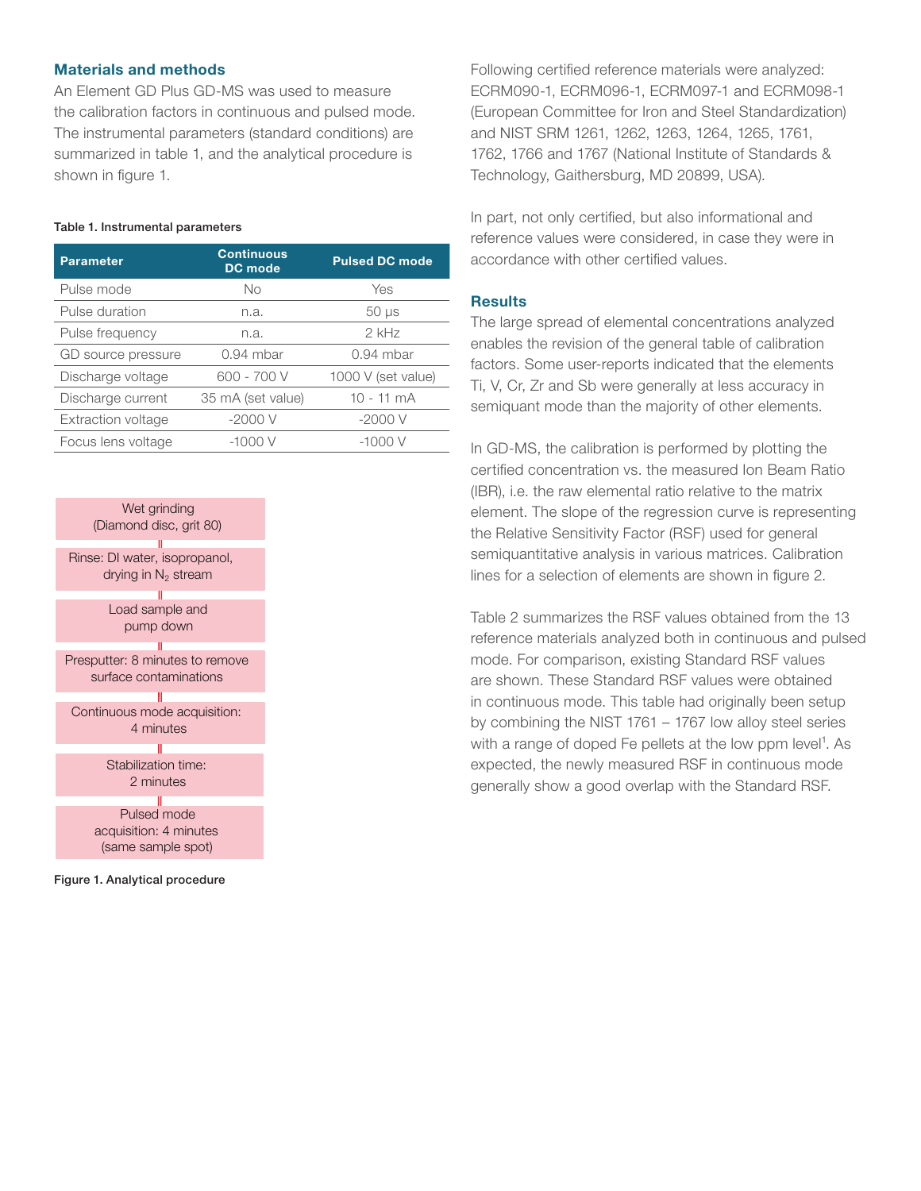## Materials and methods

An Element GD Plus GD-MS was used to measure the calibration factors in continuous and pulsed mode. The instrumental parameters (standard conditions) are summarized in table 1, and the analytical procedure is shown in figure 1.

**Table 1. Instrumental parameters**

| Parameter | Continuous DC mode | Pulsed DC mode |
|---|---|---|
| Pulse mode | No | Yes |
| Pulse duration | n.a. | 50 µs |
| Pulse frequency | n.a. | 2 kHz |
| GD source pressure | 0.94 mbar | 0.94 mbar |
| Discharge voltage | 600 - 700 V | 1000 V (set value) |
| Discharge current | 35 mA (set value) | 10 - 11 mA |
| Extraction voltage | -2000 V | -2000 V |
| Focus lens voltage | -1000 V | -1000 V |

Wet grinding (Diamond disc, grit 80)

↓

Rinse: DI water, isopropanol, drying in $N_2$ stream

↓

Load sample and pump down

↓

Presputter: 8 minutes to remove surface contaminations

↓

Continuous mode acquisition: 4 minutes

↓

Stabilization time: 2 minutes

↓

Pulsed mode acquisition: 4 minutes (same sample spot)

**Figure 1. Analytical procedure**

Following certified reference materials were analyzed: ECRM090-1, ECRM096-1, ECRM097-1 and ECRM098-1 (European Committee for Iron and Steel Standardization) and NIST SRM 1261, 1262, 1263, 1264, 1265, 1761, 1762, 1766 and 1767 (National Institute of Standards & Technology, Gaithersburg, MD 20899, USA).

In part, not only certified, but also informational and reference values were considered, in case they were in accordance with other certified values.

## Results

The large spread of elemental concentrations analyzed enables the revision of the general table of calibration factors. Some user-reports indicated that the elements Ti, V, Cr, Zr and Sb were generally at less accuracy in semiquant mode than the majority of other elements.

In GD-MS, the calibration is performed by plotting the certified concentration vs. the measured Ion Beam Ratio (IBR), i.e. the raw elemental ratio relative to the matrix element. The slope of the regression curve is representing the Relative Sensitivity Factor (RSF) used for general semiquantitative analysis in various matrices. Calibration lines for a selection of elements are shown in figure 2.

Table 2 summarizes the RSF values obtained from the 13 reference materials analyzed both in continuous and pulsed mode. For comparison, existing Standard RSF values are shown. These Standard RSF values were obtained in continuous mode. This table had originally been setup by combining the NIST 1761 – 1767 low alloy steel series with a range of doped Fe pellets at the low ppm level[1]. As expected, the newly measured RSF in continuous mode generally show a good overlap with the Standard RSF.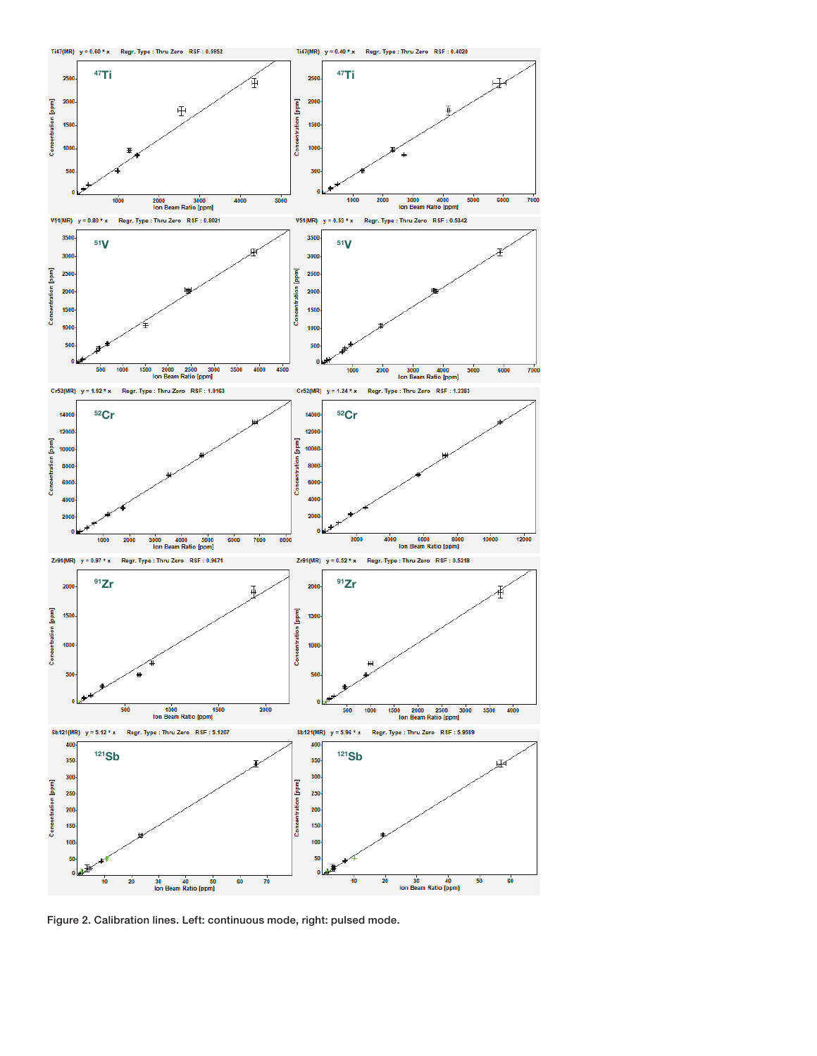Figure 2. Calibration lines. Left: continuous mode, right: pulsed mode.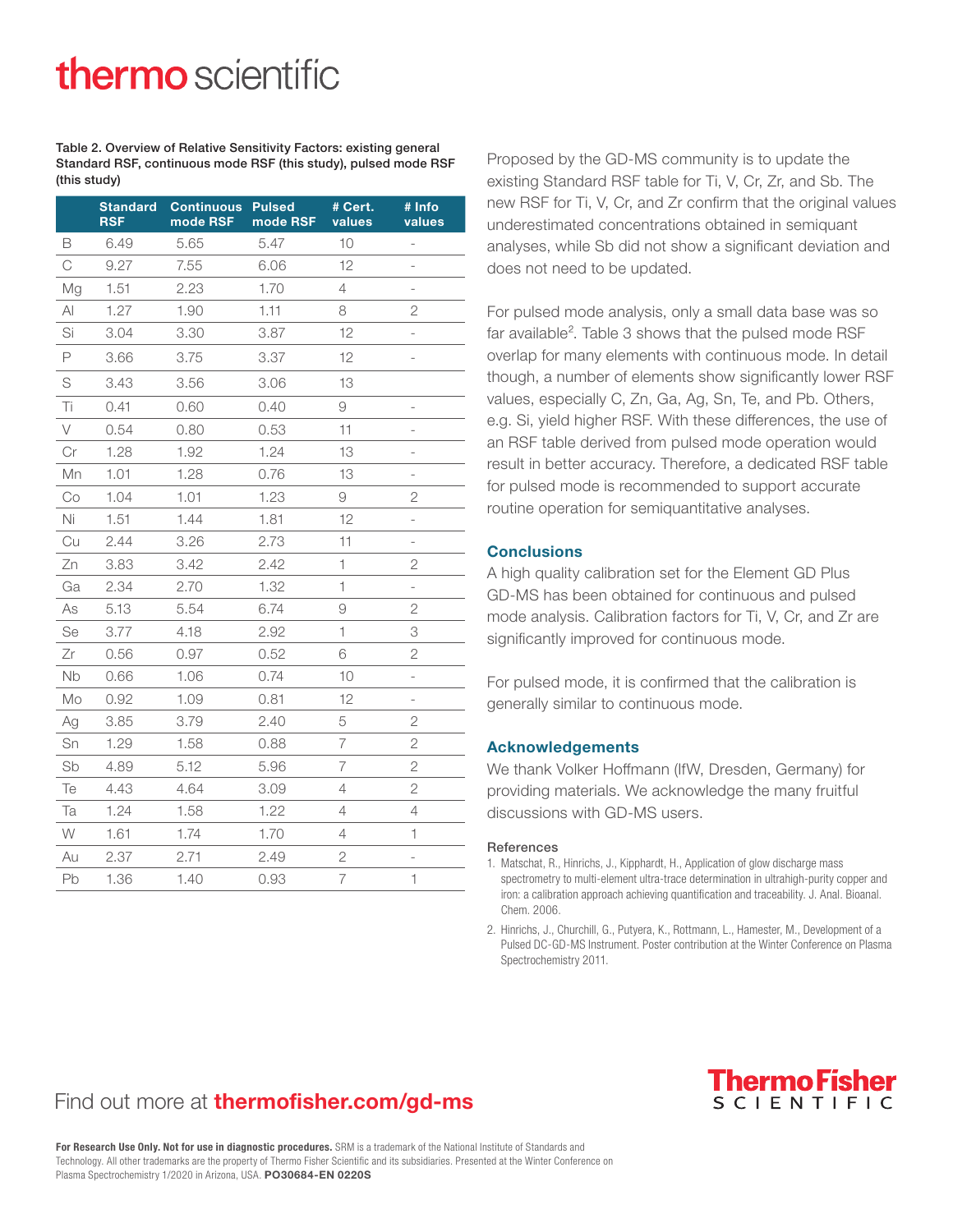Table 2. Overview of Relative Sensitivity Factors: existing general Standard RSF, continuous mode RSF (this study), pulsed mode RSF (this study)

| | Standard RSF | Continuous mode RSF | Pulsed mode RSF | # Cert. values | # Info values |
|---|---|---|---|---|---|
| B | 6.49 | 5.65 | 5.47 | 10 | - |
| C | 9.27 | 7.55 | 6.06 | 12 | - |
| Mg | 1.51 | 2.23 | 1.70 | 4 | - |
| Al | 1.27 | 1.90 | 1.11 | 8 | 2 |
| Si | 3.04 | 3.30 | 3.87 | 12 | - |
| P | 3.66 | 3.75 | 3.37 | 12 | - |
| S | 3.43 | 3.56 | 3.06 | 13 | |
| Ti | 0.41 | 0.60 | 0.40 | 9 | - |
| V | 0.54 | 0.80 | 0.53 | 11 | - |
| Cr | 1.28 | 1.92 | 1.24 | 13 | - |
| Mn | 1.01 | 1.28 | 0.76 | 13 | - |
| Co | 1.04 | 1.01 | 1.23 | 9 | 2 |
| Ni | 1.51 | 1.44 | 1.81 | 12 | - |
| Cu | 2.44 | 3.26 | 2.73 | 11 | - |
| Zn | 3.83 | 3.42 | 2.42 | 1 | 2 |
| Ga | 2.34 | 2.70 | 1.32 | 1 | - |
| As | 5.13 | 5.54 | 6.74 | 9 | 2 |
| Se | 3.77 | 4.18 | 2.92 | 1 | 3 |
| Zr | 0.56 | 0.97 | 0.52 | 6 | 2 |
| Nb | 0.66 | 1.06 | 0.74 | 10 | - |
| Mo | 0.92 | 1.09 | 0.81 | 12 | - |
| Ag | 3.85 | 3.79 | 2.40 | 5 | 2 |
| Sn | 1.29 | 1.58 | 0.88 | 7 | 2 |
| Sb | 4.89 | 5.12 | 5.96 | 7 | 2 |
| Te | 4.43 | 4.64 | 3.09 | 4 | 2 |
| Ta | 1.24 | 1.58 | 1.22 | 4 | 4 |
| W | 1.61 | 1.74 | 1.70 | 4 | 1 |
| Au | 2.37 | 2.71 | 2.49 | 2 | - |
| Pb | 1.36 | 1.40 | 0.93 | 7 | 1 |

Proposed by the GD-MS community is to update the existing Standard RSF table for Ti, V, Cr, Zr, and Sb. The new RSF for Ti, V, Cr, and Zr confirm that the original values underestimated concentrations obtained in semiquant analyses, while Sb did not show a significant deviation and does not need to be updated.

For pulsed mode analysis, only a small data base was so far available[2]. Table 3 shows that the pulsed mode RSF overlap for many elements with continuous mode. In detail though, a number of elements show significantly lower RSF values, especially C, Zn, Ga, Ag, Sn, Te, and Pb. Others, e.g. Si, yield higher RSF. With these differences, the use of an RSF table derived from pulsed mode operation would result in better accuracy. Therefore, a dedicated RSF table for pulsed mode is recommended to support accurate routine operation for semiquantitative analyses.

## Conclusions

A high quality calibration set for the Element GD Plus GD-MS has been obtained for continuous and pulsed mode analysis. Calibration factors for Ti, V, Cr, and Zr are significantly improved for continuous mode.

For pulsed mode, it is confirmed that the calibration is generally similar to continuous mode.

## Acknowledgements

We thank Volker Hoffmann (IfW, Dresden, Germany) for providing materials. We acknowledge the many fruitful discussions with GD-MS users.

### References

1. Matschat, R., Hinrichs, J., Kipphardt, H., Application of glow discharge mass spectrometry to multi-element ultra-trace determination in ultrahigh-purity copper and iron: a calibration approach achieving quantification and traceability. J. Anal. Bioanal. Chem. 2006.
2. Hinrichs, J., Churchill, G., Putyera, K., Rottmann, L., Hamester, M., Development of a Pulsed DC-GD-MS Instrument. Poster contribution at the Winter Conference on Plasma Spectrochemistry 2011.

Find out more at **thermofisher.com/gd-ms**

**For Research Use Only. Not for use in diagnostic procedures.** SRM is a trademark of the National Institute of Standards and Technology. All other trademarks are the property of Thermo Fisher Scientific and its subsidiaries. Presented at the Winter Conference on Plasma Spectrochemistry 1/2020 in Arizona, USA. **PO30684-EN 0220S**